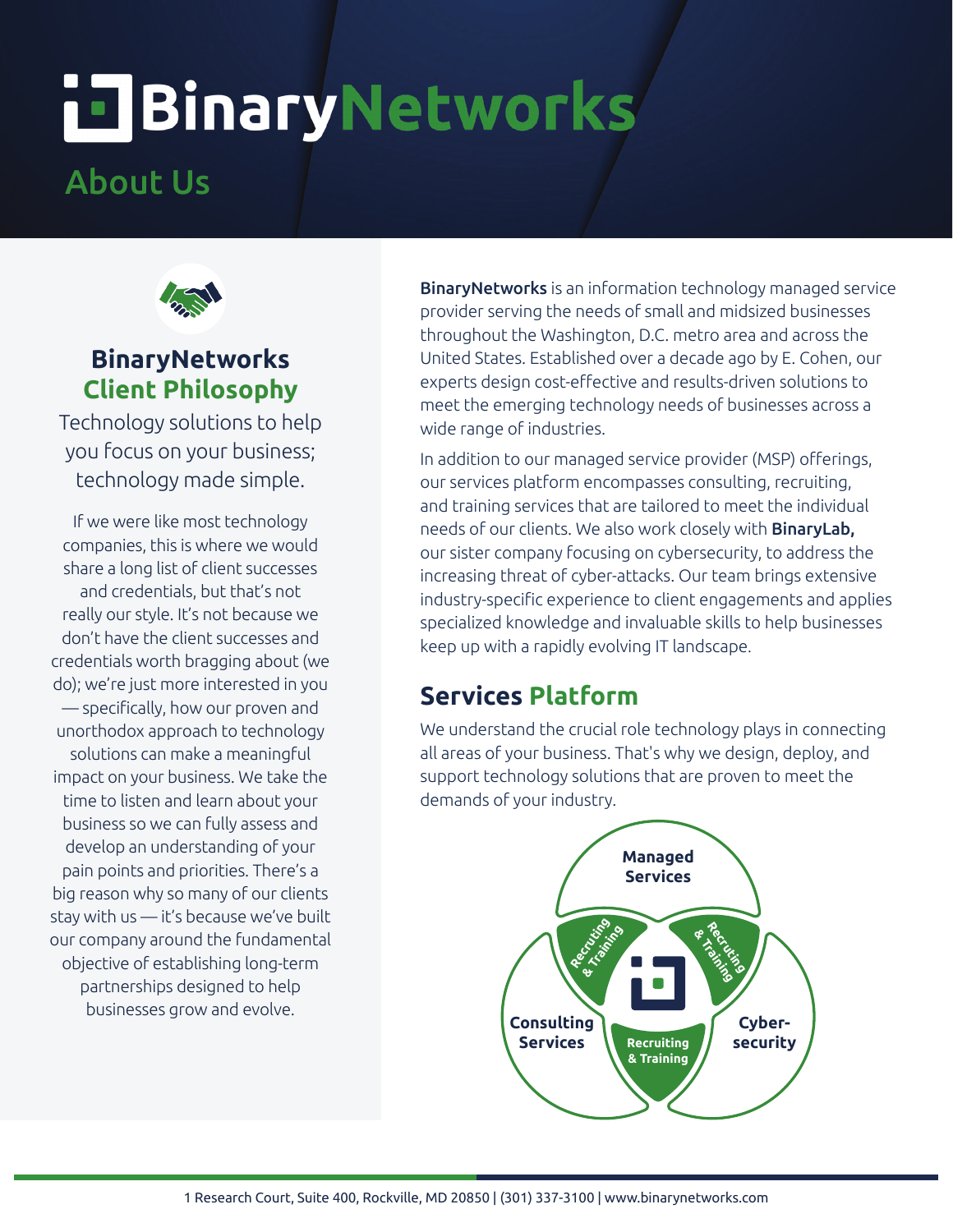# BinaryNetworks

## About Us

### BinaryNetworks Client Philosophy

Technology solutions to help you focus on your business; technology made simple.

If we were like most technology companies, this is where we would share a long list of client successes and credentials, but that's not really our style. It's not because we don't have the client successes and credentials worth bragging about (we do); we're just more interested in you — specifically, how our proven and unorthodox approach to technology solutions can make a meaningful impact on your business. We take the time to listen and learn about your business so we can fully assess and develop an understanding of your pain points and priorities. There's a big reason why so many of our clients stay with us — it's because we've built our company around the fundamental objective of establishing long-term partnerships designed to help businesses grow and evolve.

**BinaryNetworks** is an information technology managed service provider serving the needs of small and midsized businesses throughout the Washington, D.C. metro area and across the United States. Established over a decade ago by E. Cohen, our experts design cost-effective and results-driven solutions to meet the emerging technology needs of businesses across a wide range of industries.

In addition to our managed service provider (MSP) offerings, our services platform encompasses consulting, recruiting, and training services that are tailored to meet the individual needs of our clients. We also work closely with **BinaryLab,** our sister company focusing on cybersecurity, to address the increasing threat of cyber-attacks. Our team brings extensive industry-specific experience to client engagements and applies specialized knowledge and invaluable skills to help businesses keep up with a rapidly evolving IT landscape.

## Services Platform

We understand the crucial role technology plays in connecting all areas of your business. That's why we design, deploy, and support technology solutions that are proven to meet the demands of your industry.

- Managed Services
- Consulting Services
- Cyber-security
- Recruiting & Training

1 Research Court, Suite 400, Rockville, MD 20850 | (301) 337-3100 | www.binarynetworks.com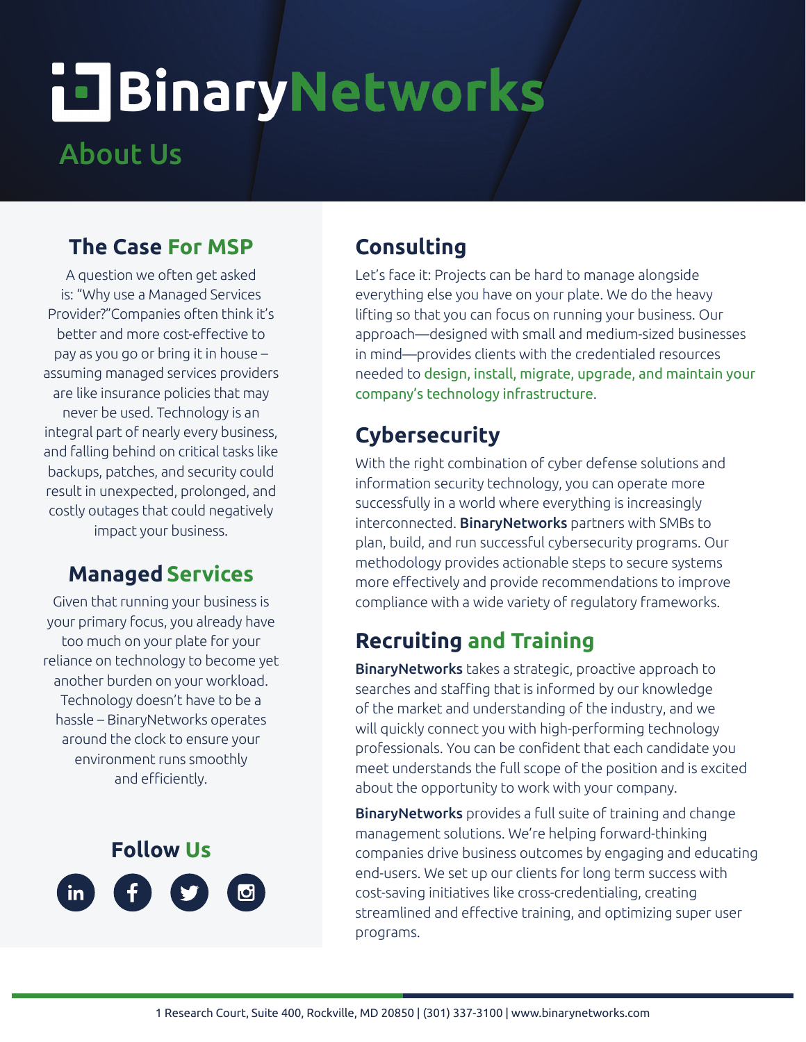# BinaryNetworks

## About Us

### The Case For MSP

A question we often get asked is: "Why use a Managed Services Provider?"Companies often think it's better and more cost-effective to pay as you go or bring it in house – assuming managed services providers are like insurance policies that may never be used. Technology is an integral part of nearly every business, and falling behind on critical tasks like backups, patches, and security could result in unexpected, prolonged, and costly outages that could negatively impact your business.

### Managed Services

Given that running your business is your primary focus, you already have too much on your plate for your reliance on technology to become yet another burden on your workload. Technology doesn't have to be a hassle – BinaryNetworks operates around the clock to ensure your environment runs smoothly and efficiently.

### Follow Us

### Consulting

Let's face it: Projects can be hard to manage alongside everything else you have on your plate. We do the heavy lifting so that you can focus on running your business. Our approach—designed with small and medium-sized businesses in mind—provides clients with the credentialed resources needed to design, install, migrate, upgrade, and maintain your company's technology infrastructure.

### Cybersecurity

With the right combination of cyber defense solutions and information security technology, you can operate more successfully in a world where everything is increasingly interconnected. **BinaryNetworks** partners with SMBs to plan, build, and run successful cybersecurity programs. Our methodology provides actionable steps to secure systems more effectively and provide recommendations to improve compliance with a wide variety of regulatory frameworks.

### Recruiting and Training

**BinaryNetworks** takes a strategic, proactive approach to searches and staffing that is informed by our knowledge of the market and understanding of the industry, and we will quickly connect you with high-performing technology professionals. You can be confident that each candidate you meet understands the full scope of the position and is excited about the opportunity to work with your company.

**BinaryNetworks** provides a full suite of training and change management solutions. We're helping forward-thinking companies drive business outcomes by engaging and educating end-users. We set up our clients for long term success with cost-saving initiatives like cross-credentialing, creating streamlined and effective training, and optimizing super user programs.

1 Research Court, Suite 400, Rockville, MD 20850 | (301) 337-3100 | www.binarynetworks.com